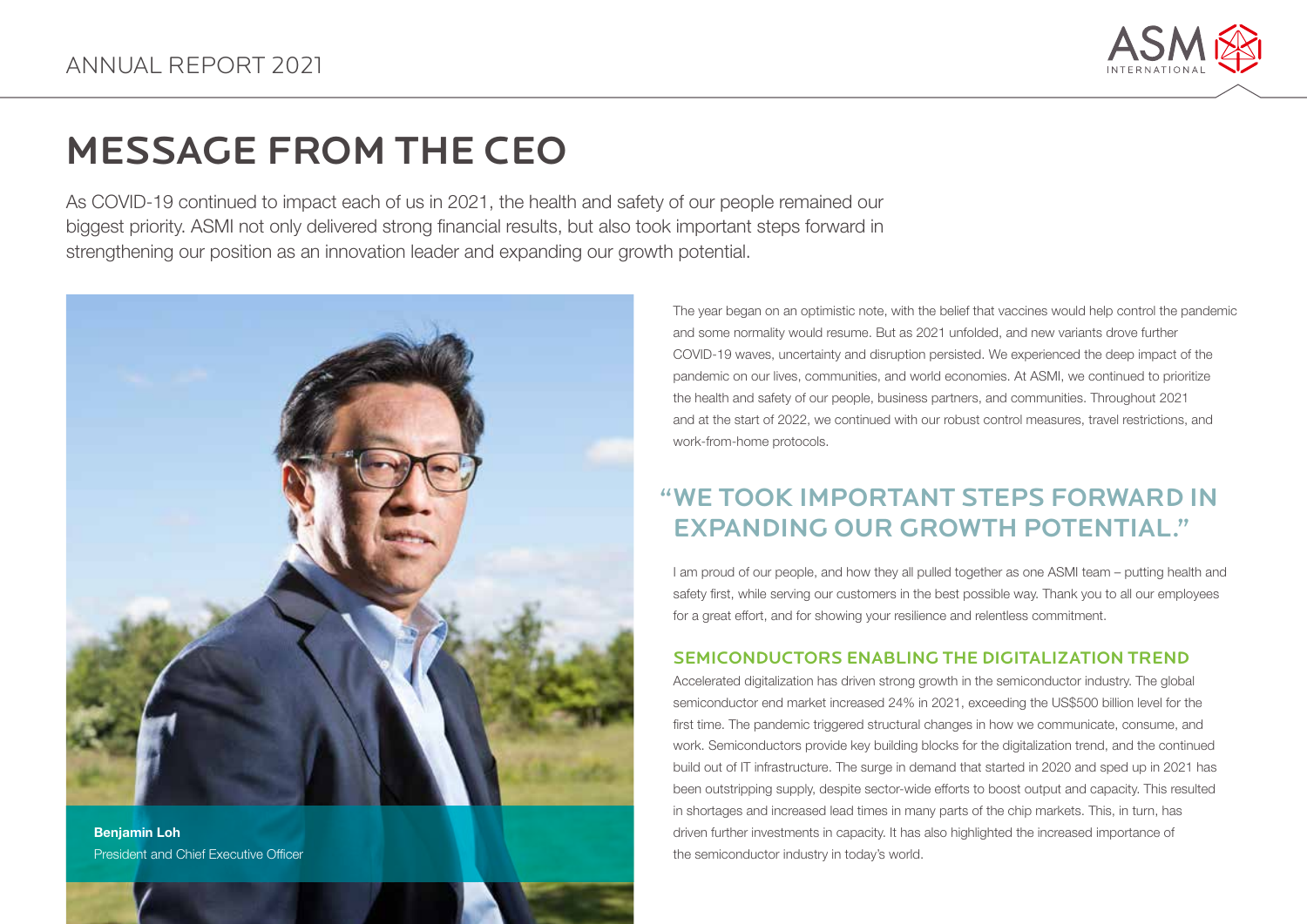# MESSAGE FROM THE CEO

As COVID-19 continued to impact each of us in 2021, the health and safety of our people remained our biggest priority. ASMI not only delivered strong financial results, but also took important steps forward in strengthening our position as an innovation leader and expanding our growth potential.

**Benjamin Loh**
President and Chief Executive Officer

The year began on an optimistic note, with the belief that vaccines would help control the pandemic and some normality would resume. But as 2021 unfolded, and new variants drove further COVID-19 waves, uncertainty and disruption persisted. We experienced the deep impact of the pandemic on our lives, communities, and world economies. At ASMI, we continued to prioritize the health and safety of our people, business partners, and communities. Throughout 2021 and at the start of 2022, we continued with our robust control measures, travel restrictions, and work-from-home protocols.

## "WE TOOK IMPORTANT STEPS FORWARD IN EXPANDING OUR GROWTH POTENTIAL."

I am proud of our people, and how they all pulled together as one ASMI team – putting health and safety first, while serving our customers in the best possible way. Thank you to all our employees for a great effort, and for showing your resilience and relentless commitment.

### SEMICONDUCTORS ENABLING THE DIGITALIZATION TREND

Accelerated digitalization has driven strong growth in the semiconductor industry. The global semiconductor end market increased 24% in 2021, exceeding the US$500 billion level for the first time. The pandemic triggered structural changes in how we communicate, consume, and work. Semiconductors provide key building blocks for the digitalization trend, and the continued build out of IT infrastructure. The surge in demand that started in 2020 and sped up in 2021 has been outstripping supply, despite sector-wide efforts to boost output and capacity. This resulted in shortages and increased lead times in many parts of the chip markets. This, in turn, has driven further investments in capacity. It has also highlighted the increased importance of the semiconductor industry in today's world.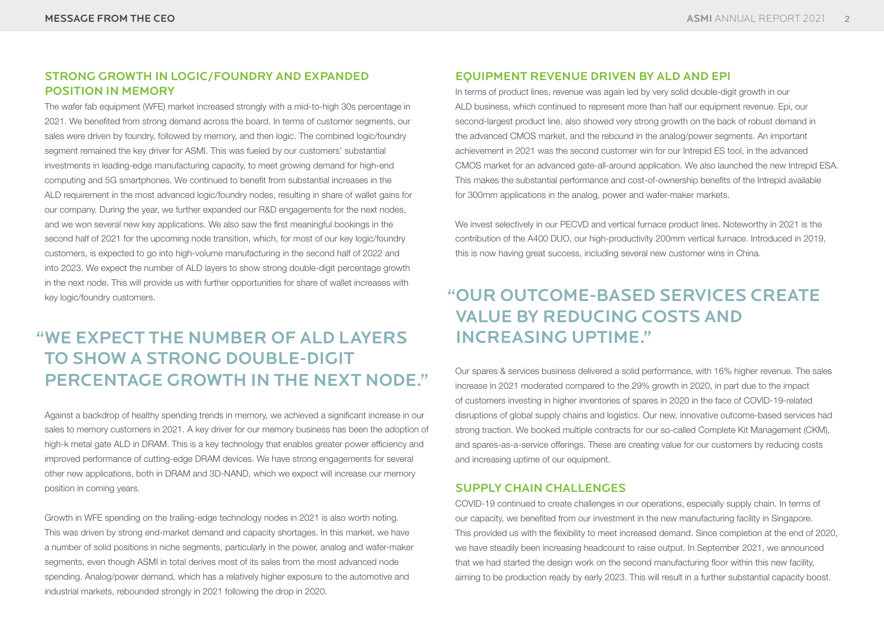## STRONG GROWTH IN LOGIC/FOUNDRY AND EXPANDED POSITION IN MEMORY

The wafer fab equipment (WFE) market increased strongly with a mid-to-high 30s percentage in 2021. We benefited from strong demand across the board. In terms of customer segments, our sales were driven by foundry, followed by memory, and then logic. The combined logic/foundry segment remained the key driver for ASMI. This was fueled by our customers' substantial investments in leading-edge manufacturing capacity, to meet growing demand for high-end computing and 5G smartphones. We continued to benefit from substantial increases in the ALD requirement in the most advanced logic/foundry nodes, resulting in share of wallet gains for our company. During the year, we further expanded our R&D engagements for the next nodes, and we won several new key applications. We also saw the first meaningful bookings in the second half of 2021 for the upcoming node transition, which, for most of our key logic/foundry customers, is expected to go into high-volume manufacturing in the second half of 2022 and into 2023. We expect the number of ALD layers to show strong double-digit percentage growth in the next node. This will provide us with further opportunities for share of wallet increases with key logic/foundry customers.

**"WE EXPECT THE NUMBER OF ALD LAYERS TO SHOW A STRONG DOUBLE-DIGIT PERCENTAGE GROWTH IN THE NEXT NODE."**

Against a backdrop of healthy spending trends in memory, we achieved a significant increase in our sales to memory customers in 2021. A key driver for our memory business has been the adoption of high-k metal gate ALD in DRAM. This is a key technology that enables greater power efficiency and improved performance of cutting-edge DRAM devices. We have strong engagements for several other new applications, both in DRAM and 3D-NAND, which we expect will increase our memory position in coming years.

Growth in WFE spending on the trailing-edge technology nodes in 2021 is also worth noting. This was driven by strong end-market demand and capacity shortages. In this market, we have a number of solid positions in niche segments, particularly in the power, analog and wafer-maker segments, even though ASMI in total derives most of its sales from the most advanced node spending. Analog/power demand, which has a relatively higher exposure to the automotive and industrial markets, rebounded strongly in 2021 following the drop in 2020.

## EQUIPMENT REVENUE DRIVEN BY ALD AND EPI

In terms of product lines, revenue was again led by very solid double-digit growth in our ALD business, which continued to represent more than half our equipment revenue. Epi, our second-largest product line, also showed very strong growth on the back of robust demand in the advanced CMOS market, and the rebound in the analog/power segments. An important achievement in 2021 was the second customer win for our Intrepid ES tool, in the advanced CMOS market for an advanced gate-all-around application. We also launched the new Intrepid ESA. This makes the substantial performance and cost-of-ownership benefits of the Intrepid available for 300mm applications in the analog, power and wafer-maker markets.

We invest selectively in our PECVD and vertical furnace product lines. Noteworthy in 2021 is the contribution of the A400 DUO, our high-productivity 200mm vertical furnace. Introduced in 2019, this is now having great success, including several new customer wins in China.

**"OUR OUTCOME-BASED SERVICES CREATE VALUE BY REDUCING COSTS AND INCREASING UPTIME."**

Our spares & services business delivered a solid performance, with 16% higher revenue. The sales increase in 2021 moderated compared to the 29% growth in 2020, in part due to the impact of customers investing in higher inventories of spares in 2020 in the face of COVID-19-related disruptions of global supply chains and logistics. Our new, innovative outcome-based services had strong traction. We booked multiple contracts for our so-called Complete Kit Management (CKM), and spares-as-a-service offerings. These are creating value for our customers by reducing costs and increasing uptime of our equipment.

## SUPPLY CHAIN CHALLENGES

COVID-19 continued to create challenges in our operations, especially supply chain. In terms of our capacity, we benefited from our investment in the new manufacturing facility in Singapore. This provided us with the flexibility to meet increased demand. Since completion at the end of 2020, we have steadily been increasing headcount to raise output. In September 2021, we announced that we had started the design work on the second manufacturing floor within this new facility, aiming to be production ready by early 2023. This will result in a further substantial capacity boost.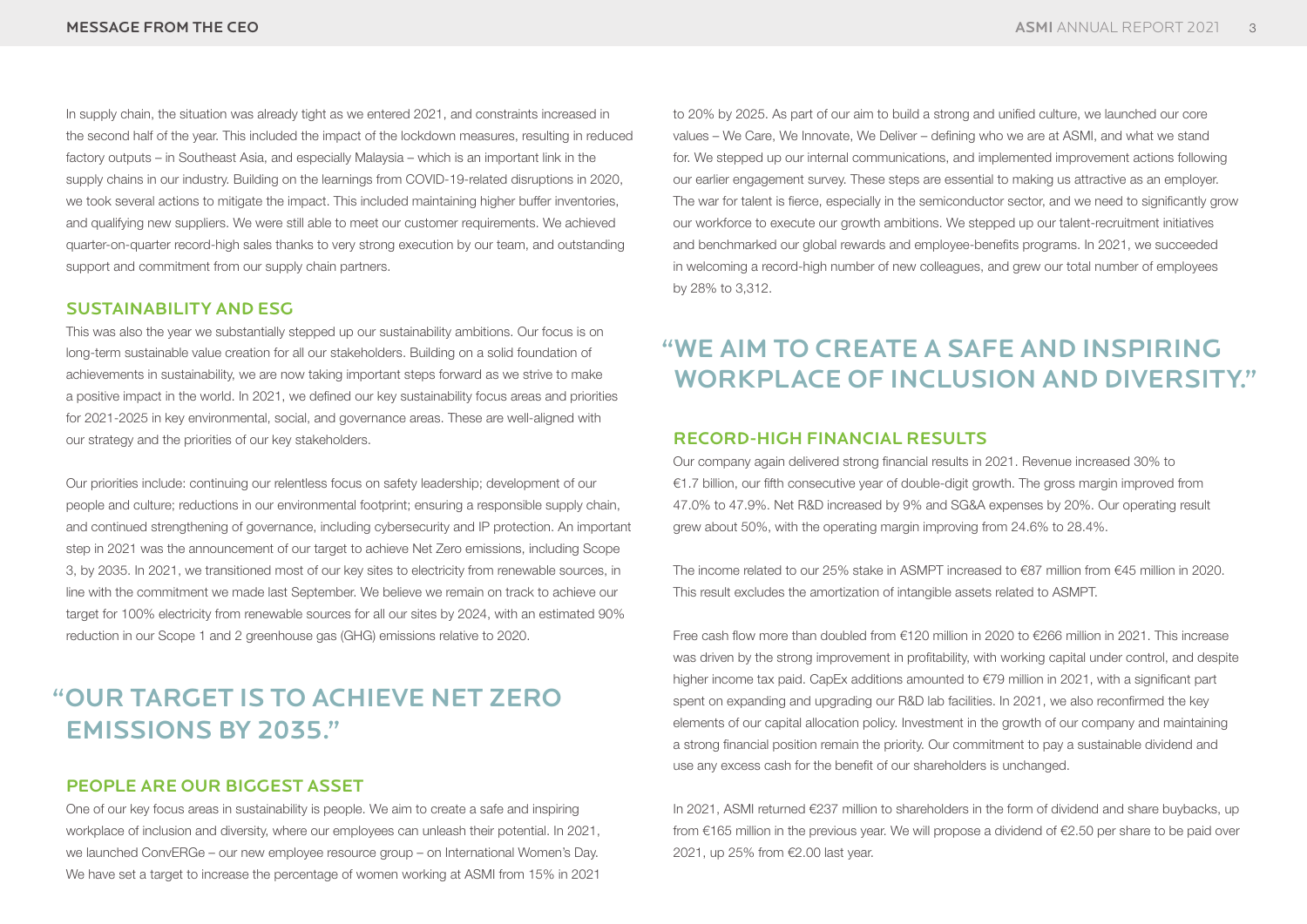In supply chain, the situation was already tight as we entered 2021, and constraints increased in the second half of the year. This included the impact of the lockdown measures, resulting in reduced factory outputs – in Southeast Asia, and especially Malaysia – which is an important link in the supply chains in our industry. Building on the learnings from COVID-19-related disruptions in 2020, we took several actions to mitigate the impact. This included maintaining higher buffer inventories, and qualifying new suppliers. We were still able to meet our customer requirements. We achieved quarter-on-quarter record-high sales thanks to very strong execution by our team, and outstanding support and commitment from our supply chain partners.

## SUSTAINABILITY AND ESG

This was also the year we substantially stepped up our sustainability ambitions. Our focus is on long-term sustainable value creation for all our stakeholders. Building on a solid foundation of achievements in sustainability, we are now taking important steps forward as we strive to make a positive impact in the world. In 2021, we defined our key sustainability focus areas and priorities for 2021-2025 in key environmental, social, and governance areas. These are well-aligned with our strategy and the priorities of our key stakeholders.

Our priorities include: continuing our relentless focus on safety leadership; development of our people and culture; reductions in our environmental footprint; ensuring a responsible supply chain, and continued strengthening of governance, including cybersecurity and IP protection. An important step in 2021 was the announcement of our target to achieve Net Zero emissions, including Scope 3, by 2035. In 2021, we transitioned most of our key sites to electricity from renewable sources, in line with the commitment we made last September. We believe we remain on track to achieve our target for 100% electricity from renewable sources for all our sites by 2024, with an estimated 90% reduction in our Scope 1 and 2 greenhouse gas (GHG) emissions relative to 2020.

> **"OUR TARGET IS TO ACHIEVE NET ZERO EMISSIONS BY 2035."**

## PEOPLE ARE OUR BIGGEST ASSET

One of our key focus areas in sustainability is people. We aim to create a safe and inspiring workplace of inclusion and diversity, where our employees can unleash their potential. In 2021, we launched ConvERGe – our new employee resource group – on International Women's Day. We have set a target to increase the percentage of women working at ASMI from 15% in 2021 to 20% by 2025. As part of our aim to build a strong and unified culture, we launched our core values – We Care, We Innovate, We Deliver – defining who we are at ASMI, and what we stand for. We stepped up our internal communications, and implemented improvement actions following our earlier engagement survey. These steps are essential to making us attractive as an employer. The war for talent is fierce, especially in the semiconductor sector, and we need to significantly grow our workforce to execute our growth ambitions. We stepped up our talent-recruitment initiatives and benchmarked our global rewards and employee-benefits programs. In 2021, we succeeded in welcoming a record-high number of new colleagues, and grew our total number of employees by 28% to 3,312.

> **"WE AIM TO CREATE A SAFE AND INSPIRING WORKPLACE OF INCLUSION AND DIVERSITY."**

## RECORD-HIGH FINANCIAL RESULTS

Our company again delivered strong financial results in 2021. Revenue increased 30% to €1.7 billion, our fifth consecutive year of double-digit growth. The gross margin improved from 47.0% to 47.9%. Net R&D increased by 9% and SG&A expenses by 20%. Our operating result grew about 50%, with the operating margin improving from 24.6% to 28.4%.

The income related to our 25% stake in ASMPT increased to €87 million from €45 million in 2020. This result excludes the amortization of intangible assets related to ASMPT.

Free cash flow more than doubled from €120 million in 2020 to €266 million in 2021. This increase was driven by the strong improvement in profitability, with working capital under control, and despite higher income tax paid. CapEx additions amounted to €79 million in 2021, with a significant part spent on expanding and upgrading our R&D lab facilities. In 2021, we also reconfirmed the key elements of our capital allocation policy. Investment in the growth of our company and maintaining a strong financial position remain the priority. Our commitment to pay a sustainable dividend and use any excess cash for the benefit of our shareholders is unchanged.

In 2021, ASMI returned €237 million to shareholders in the form of dividend and share buybacks, up from €165 million in the previous year. We will propose a dividend of €2.50 per share to be paid over 2021, up 25% from €2.00 last year.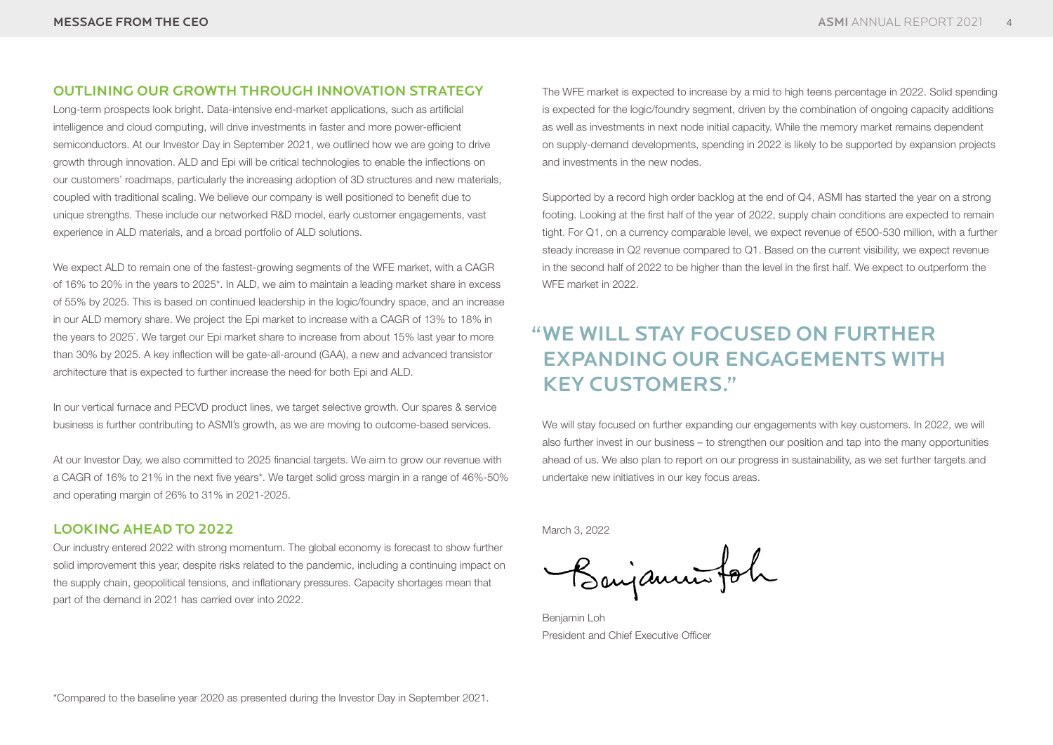## OUTLINING OUR GROWTH THROUGH INNOVATION STRATEGY

Long-term prospects look bright. Data-intensive end-market applications, such as artificial intelligence and cloud computing, will drive investments in faster and more power-efficient semiconductors. At our Investor Day in September 2021, we outlined how we are going to drive growth through innovation. ALD and Epi will be critical technologies to enable the inflections on our customers' roadmaps, particularly the increasing adoption of 3D structures and new materials, coupled with traditional scaling. We believe our company is well positioned to benefit due to unique strengths. These include our networked R&D model, early customer engagements, vast experience in ALD materials, and a broad portfolio of ALD solutions.

We expect ALD to remain one of the fastest-growing segments of the WFE market, with a CAGR of 16% to 20% in the years to 2025*. In ALD, we aim to maintain a leading market share in excess of 55% by 2025. This is based on continued leadership in the logic/foundry space, and an increase in our ALD memory share. We project the Epi market to increase with a CAGR of 13% to 18% in the years to 2025*. We target our Epi market share to increase from about 15% last year to more than 30% by 2025. A key inflection will be gate-all-around (GAA), a new and advanced transistor architecture that is expected to further increase the need for both Epi and ALD.

In our vertical furnace and PECVD product lines, we target selective growth. Our spares & service business is further contributing to ASMI's growth, as we are moving to outcome-based services.

At our Investor Day, we also committed to 2025 financial targets. We aim to grow our revenue with a CAGR of 16% to 21% in the next five years*. We target solid gross margin in a range of 46%-50% and operating margin of 26% to 31% in 2021-2025.

## LOOKING AHEAD TO 2022

Our industry entered 2022 with strong momentum. The global economy is forecast to show further solid improvement this year, despite risks related to the pandemic, including a continuing impact on the supply chain, geopolitical tensions, and inflationary pressures. Capacity shortages mean that part of the demand in 2021 has carried over into 2022.

The WFE market is expected to increase by a mid to high teens percentage in 2022. Solid spending is expected for the logic/foundry segment, driven by the combination of ongoing capacity additions as well as investments in next node initial capacity. While the memory market remains dependent on supply-demand developments, spending in 2022 is likely to be supported by expansion projects and investments in the new nodes.

Supported by a record high order backlog at the end of Q4, ASMI has started the year on a strong footing. Looking at the first half of the year of 2022, supply chain conditions are expected to remain tight. For Q1, on a currency comparable level, we expect revenue of €500-530 million, with a further steady increase in Q2 revenue compared to Q1. Based on the current visibility, we expect revenue in the second half of 2022 to be higher than the level in the first half. We expect to outperform the WFE market in 2022.

> **"WE WILL STAY FOCUSED ON FURTHER EXPANDING OUR ENGAGEMENTS WITH KEY CUSTOMERS."**

We will stay focused on further expanding our engagements with key customers. In 2022, we will also further invest in our business – to strengthen our position and tap into the many opportunities ahead of us. We also plan to report on our progress in sustainability, as we set further targets and undertake new initiatives in our key focus areas.

March 3, 2022

Benjamin Loh
President and Chief Executive Officer

*Compared to the baseline year 2020 as presented during the Investor Day in September 2021.